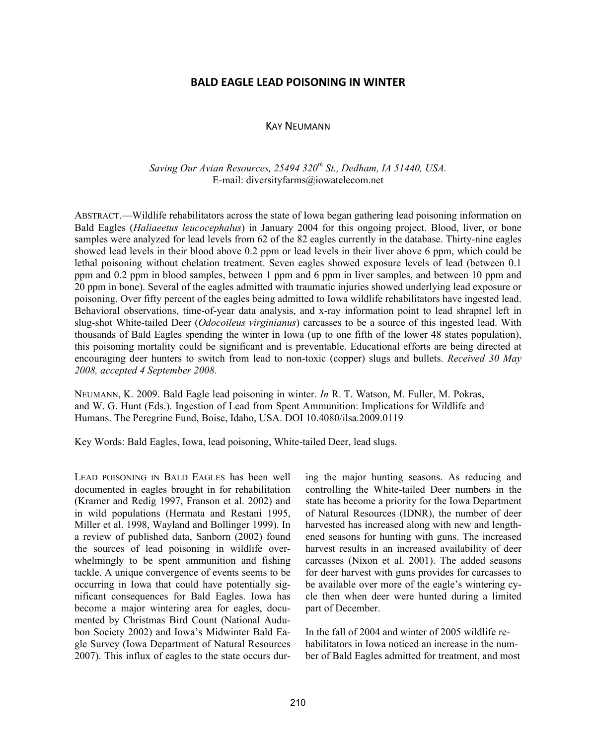# BALD EAGLE LEAD POISONING IN WINTER

KAY NEUMANN

*Saving Our Avian Resources, 25494 320th St., Dedham, IA 51440, USA.*
E-mail: diversityfarms@iowatelecom.net

ABSTRACT.—Wildlife rehabilitators across the state of Iowa began gathering lead poisoning information on Bald Eagles (*Haliaeetus leucocephalus*) in January 2004 for this ongoing project. Blood, liver, or bone samples were analyzed for lead levels from 62 of the 82 eagles currently in the database. Thirty-nine eagles showed lead levels in their blood above 0.2 ppm or lead levels in their liver above 6 ppm, which could be lethal poisoning without chelation treatment. Seven eagles showed exposure levels of lead (between 0.1 ppm and 0.2 ppm in blood samples, between 1 ppm and 6 ppm in liver samples, and between 10 ppm and 20 ppm in bone). Several of the eagles admitted with traumatic injuries showed underlying lead exposure or poisoning. Over fifty percent of the eagles being admitted to Iowa wildlife rehabilitators have ingested lead. Behavioral observations, time-of-year data analysis, and x-ray information point to lead shrapnel left in slug-shot White-tailed Deer (*Odocoileus virginianus*) carcasses to be a source of this ingested lead. With thousands of Bald Eagles spending the winter in Iowa (up to one fifth of the lower 48 states population), this poisoning mortality could be significant and is preventable. Educational efforts are being directed at encouraging deer hunters to switch from lead to non-toxic (copper) slugs and bullets. *Received 30 May 2008, accepted 4 September 2008.*

NEUMANN, K. 2009. Bald Eagle lead poisoning in winter. *In* R. T. Watson, M. Fuller, M. Pokras, and W. G. Hunt (Eds.). Ingestion of Lead from Spent Ammunition: Implications for Wildlife and Humans. The Peregrine Fund, Boise, Idaho, USA. DOI 10.4080/ilsa.2009.0119

Key Words: Bald Eagles, Iowa, lead poisoning, White-tailed Deer, lead slugs.

LEAD POISONING IN BALD EAGLES has been well documented in eagles brought in for rehabilitation (Kramer and Redig 1997, Franson et al. 2002) and in wild populations (Hermata and Restani 1995, Miller et al. 1998, Wayland and Bollinger 1999). In a review of published data, Sanborn (2002) found the sources of lead poisoning in wildlife overwhelmingly to be spent ammunition and fishing tackle. A unique convergence of events seems to be occurring in Iowa that could have potentially significant consequences for Bald Eagles. Iowa has become a major wintering area for eagles, documented by Christmas Bird Count (National Audubon Society 2002) and Iowa's Midwinter Bald Eagle Survey (Iowa Department of Natural Resources 2007). This influx of eagles to the state occurs during the major hunting seasons. As reducing and controlling the White-tailed Deer numbers in the state has become a priority for the Iowa Department of Natural Resources (IDNR), the number of deer harvested has increased along with new and lengthened seasons for hunting with guns. The increased harvest results in an increased availability of deer carcasses (Nixon et al. 2001). The added seasons for deer harvest with guns provides for carcasses to be available over more of the eagle's wintering cycle then when deer were hunted during a limited part of December.

In the fall of 2004 and winter of 2005 wildlife rehabilitators in Iowa noticed an increase in the number of Bald Eagles admitted for treatment, and most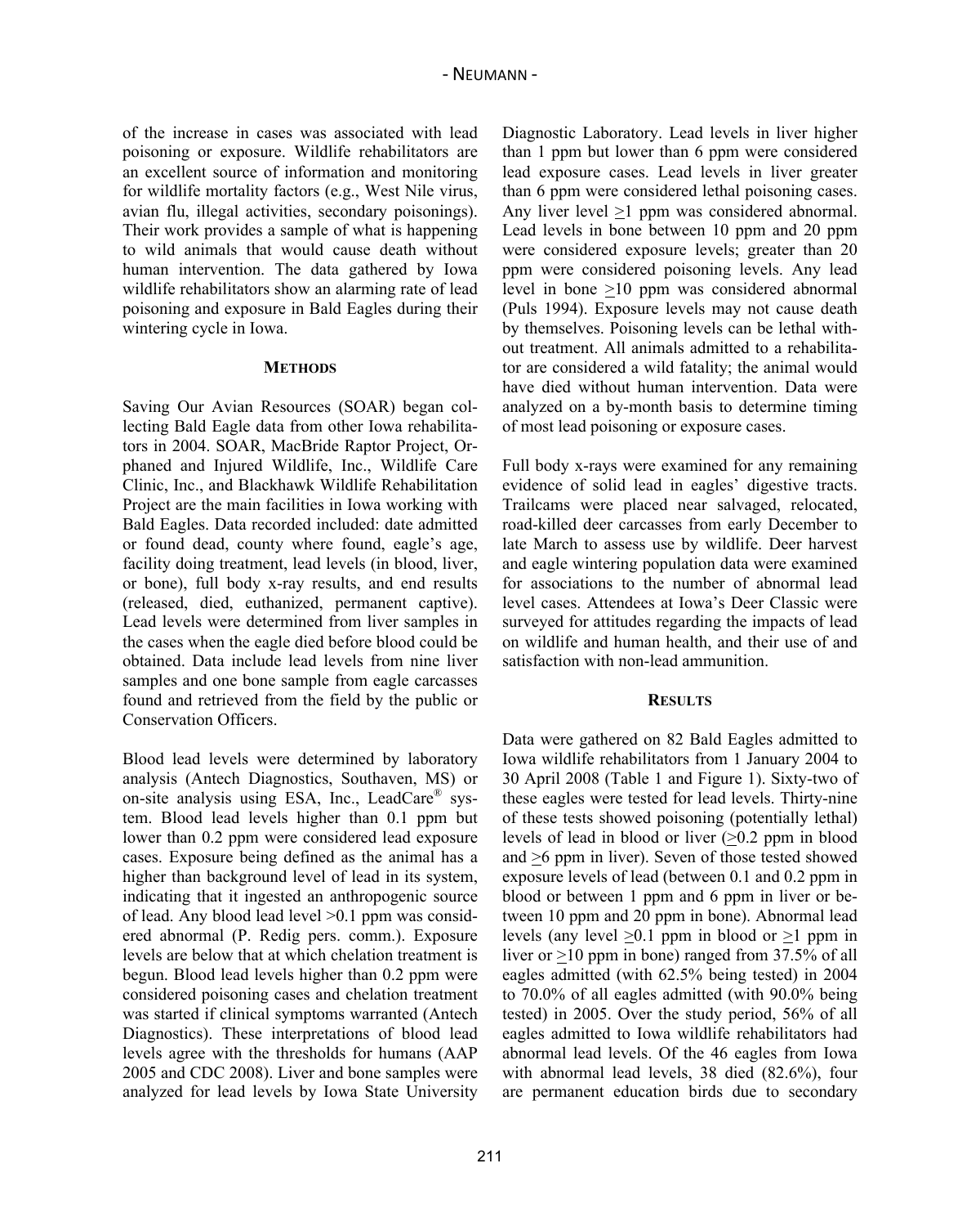of the increase in cases was associated with lead poisoning or exposure. Wildlife rehabilitators are an excellent source of information and monitoring for wildlife mortality factors (e.g., West Nile virus, avian flu, illegal activities, secondary poisonings). Their work provides a sample of what is happening to wild animals that would cause death without human intervention. The data gathered by Iowa wildlife rehabilitators show an alarming rate of lead poisoning and exposure in Bald Eagles during their wintering cycle in Iowa.

## METHODS

Saving Our Avian Resources (SOAR) began collecting Bald Eagle data from other Iowa rehabilitators in 2004. SOAR, MacBride Raptor Project, Orphaned and Injured Wildlife, Inc., Wildlife Care Clinic, Inc., and Blackhawk Wildlife Rehabilitation Project are the main facilities in Iowa working with Bald Eagles. Data recorded included: date admitted or found dead, county where found, eagle's age, facility doing treatment, lead levels (in blood, liver, or bone), full body x-ray results, and end results (released, died, euthanized, permanent captive). Lead levels were determined from liver samples in the cases when the eagle died before blood could be obtained. Data include lead levels from nine liver samples and one bone sample from eagle carcasses found and retrieved from the field by the public or Conservation Officers.

Blood lead levels were determined by laboratory analysis (Antech Diagnostics, Southaven, MS) or on-site analysis using ESA, Inc., LeadCare® system. Blood lead levels higher than 0.1 ppm but lower than 0.2 ppm were considered lead exposure cases. Exposure being defined as the animal has a higher than background level of lead in its system, indicating that it ingested an anthropogenic source of lead. Any blood lead level >0.1 ppm was considered abnormal (P. Redig pers. comm.). Exposure levels are below that at which chelation treatment is begun. Blood lead levels higher than 0.2 ppm were considered poisoning cases and chelation treatment was started if clinical symptoms warranted (Antech Diagnostics). These interpretations of blood lead levels agree with the thresholds for humans (AAP 2005 and CDC 2008). Liver and bone samples were analyzed for lead levels by Iowa State University Diagnostic Laboratory. Lead levels in liver higher than 1 ppm but lower than 6 ppm were considered lead exposure cases. Lead levels in liver greater than 6 ppm were considered lethal poisoning cases. Any liver level ≥1 ppm was considered abnormal. Lead levels in bone between 10 ppm and 20 ppm were considered exposure levels; greater than 20 ppm were considered poisoning levels. Any lead level in bone ≥10 ppm was considered abnormal (Puls 1994). Exposure levels may not cause death by themselves. Poisoning levels can be lethal without treatment. All animals admitted to a rehabilitator are considered a wild fatality; the animal would have died without human intervention. Data were analyzed on a by-month basis to determine timing of most lead poisoning or exposure cases.

Full body x-rays were examined for any remaining evidence of solid lead in eagles' digestive tracts. Trailcams were placed near salvaged, relocated, road-killed deer carcasses from early December to late March to assess use by wildlife. Deer harvest and eagle wintering population data were examined for associations to the number of abnormal lead level cases. Attendees at Iowa's Deer Classic were surveyed for attitudes regarding the impacts of lead on wildlife and human health, and their use of and satisfaction with non-lead ammunition.

## RESULTS

Data were gathered on 82 Bald Eagles admitted to Iowa wildlife rehabilitators from 1 January 2004 to 30 April 2008 (Table 1 and Figure 1). Sixty-two of these eagles were tested for lead levels. Thirty-nine of these tests showed poisoning (potentially lethal) levels of lead in blood or liver (≥0.2 ppm in blood and ≥6 ppm in liver). Seven of those tested showed exposure levels of lead (between 0.1 and 0.2 ppm in blood or between 1 ppm and 6 ppm in liver or between 10 ppm and 20 ppm in bone). Abnormal lead levels (any level ≥0.1 ppm in blood or ≥1 ppm in liver or ≥10 ppm in bone) ranged from 37.5% of all eagles admitted (with 62.5% being tested) in 2004 to 70.0% of all eagles admitted (with 90.0% being tested) in 2005. Over the study period, 56% of all eagles admitted to Iowa wildlife rehabilitators had abnormal lead levels. Of the 46 eagles from Iowa with abnormal lead levels, 38 died (82.6%), four are permanent education birds due to secondary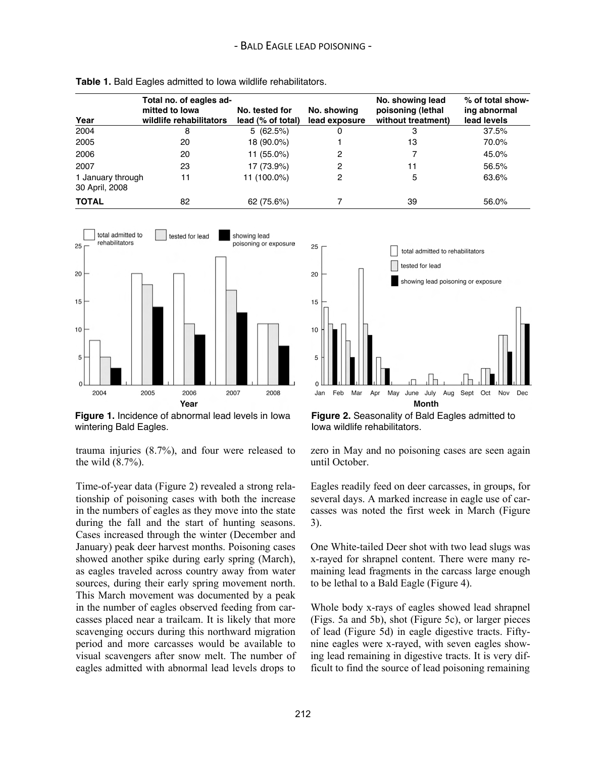**Table 1.** Bald Eagles admitted to Iowa wildlife rehabilitators.

| Year | Total no. of eagles admitted to Iowa wildlife rehabilitators | No. tested for lead (% of total) | No. showing lead exposure | No. showing lead poisoning (lethal without treatment) | % of total showing abnormal lead levels |
|---|---|---|---|---|---|
| 2004 | 8 | 5 (62.5%) | 0 | 3 | 37.5% |
| 2005 | 20 | 18 (90.0%) | 1 | 13 | 70.0% |
| 2006 | 20 | 11 (55.0%) | 2 | 7 | 45.0% |
| 2007 | 23 | 17 (73.9%) | 2 | 11 | 56.5% |
| 1 January through 30 April, 2008 | 11 | 11 (100.0%) | 2 | 5 | 63.6% |
| **TOTAL** | 82 | 62 (75.6%) | 7 | 39 | 56.0% |

total admitted to rehabilitators
tested for lead
showing lead poisoning or exposure
25
20
15
10
5
0
2004 2005 2006 2007 2008
Year

**Figure 1.** Incidence of abnormal lead levels in Iowa wintering Bald Eagles.

25
20
15
10
5
0
total admitted to rehabilitators
tested for lead
showing lead poisoning or exposure
Jan Feb Mar Apr May June July Aug Sept Oct Nov Dec
Month

**Figure 2.** Seasonality of Bald Eagles admitted to Iowa wildlife rehabilitators.

trauma injuries (8.7%), and four were released to the wild (8.7%).

Time-of-year data (Figure 2) revealed a strong relationship of poisoning cases with both the increase in the numbers of eagles as they move into the state during the fall and the start of hunting seasons. Cases increased through the winter (December and January) peak deer harvest months. Poisoning cases showed another spike during early spring (March), as eagles traveled across country away from water sources, during their early spring movement north. This March movement was documented by a peak in the number of eagles observed feeding from carcasses placed near a trailcam. It is likely that more scavenging occurs during this northward migration period and more carcasses would be available to visual scavengers after snow melt. The number of eagles admitted with abnormal lead levels drops to zero in May and no poisoning cases are seen again until October.

Eagles readily feed on deer carcasses, in groups, for several days. A marked increase in eagle use of carcasses was noted the first week in March (Figure 3).

One White-tailed Deer shot with two lead slugs was x-rayed for shrapnel content. There were many remaining lead fragments in the carcass large enough to be lethal to a Bald Eagle (Figure 4).

Whole body x-rays of eagles showed lead shrapnel (Figs. 5a and 5b), shot (Figure 5c), or larger pieces of lead (Figure 5d) in eagle digestive tracts. Fifty-nine eagles were x-rayed, with seven eagles showing lead remaining in digestive tracts. It is very difficult to find the source of lead poisoning remaining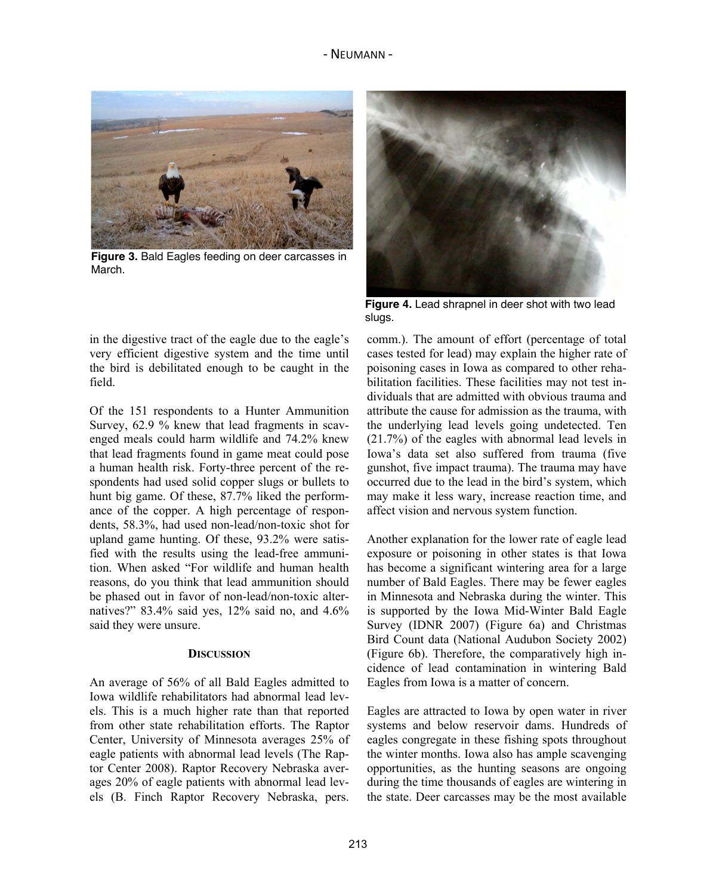Figure 3. Bald Eagles feeding on deer carcasses in March.

Figure 4. Lead shrapnel in deer shot with two lead slugs.

in the digestive tract of the eagle due to the eagle's very efficient digestive system and the time until the bird is debilitated enough to be caught in the field.

Of the 151 respondents to a Hunter Ammunition Survey, 62.9 % knew that lead fragments in scavenged meals could harm wildlife and 74.2% knew that lead fragments found in game meat could pose a human health risk. Forty-three percent of the respondents had used solid copper slugs or bullets to hunt big game. Of these, 87.7% liked the performance of the copper. A high percentage of respondents, 58.3%, had used non-lead/non-toxic shot for upland game hunting. Of these, 93.2% were satisfied with the results using the lead-free ammunition. When asked "For wildlife and human health reasons, do you think that lead ammunition should be phased out in favor of non-lead/non-toxic alternatives?" 83.4% said yes, 12% said no, and 4.6% said they were unsure.

## DISCUSSION

An average of 56% of all Bald Eagles admitted to Iowa wildlife rehabilitators had abnormal lead levels. This is a much higher rate than that reported from other state rehabilitation efforts. The Raptor Center, University of Minnesota averages 25% of eagle patients with abnormal lead levels (The Raptor Center 2008). Raptor Recovery Nebraska averages 20% of eagle patients with abnormal lead levels (B. Finch Raptor Recovery Nebraska, pers. comm.). The amount of effort (percentage of total cases tested for lead) may explain the higher rate of poisoning cases in Iowa as compared to other rehabilitation facilities. These facilities may not test individuals that are admitted with obvious trauma and attribute the cause for admission as the trauma, with the underlying lead levels going undetected. Ten (21.7%) of the eagles with abnormal lead levels in Iowa's data set also suffered from trauma (five gunshot, five impact trauma). The trauma may have occurred due to the lead in the bird's system, which may make it less wary, increase reaction time, and affect vision and nervous system function.

Another explanation for the lower rate of eagle lead exposure or poisoning in other states is that Iowa has become a significant wintering area for a large number of Bald Eagles. There may be fewer eagles in Minnesota and Nebraska during the winter. This is supported by the Iowa Mid-Winter Bald Eagle Survey (IDNR 2007) (Figure 6a) and Christmas Bird Count data (National Audubon Society 2002) (Figure 6b). Therefore, the comparatively high incidence of lead contamination in wintering Bald Eagles from Iowa is a matter of concern.

Eagles are attracted to Iowa by open water in river systems and below reservoir dams. Hundreds of eagles congregate in these fishing spots throughout the winter months. Iowa also has ample scavenging opportunities, as the hunting seasons are ongoing during the time thousands of eagles are wintering in the state. Deer carcasses may be the most available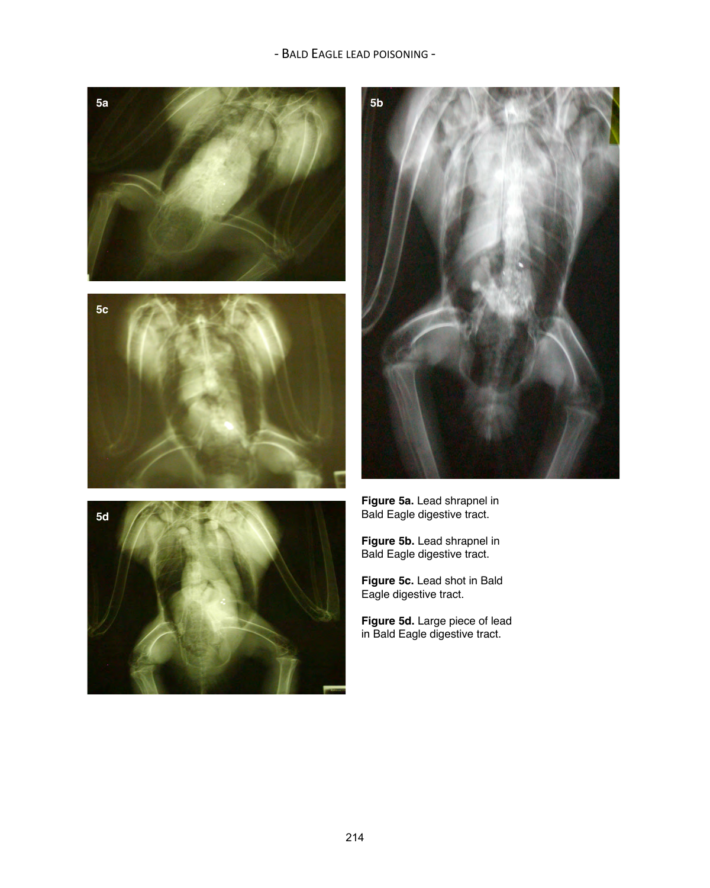**Figure 5a.** Lead shrapnel in Bald Eagle digestive tract.

**Figure 5b.** Lead shrapnel in Bald Eagle digestive tract.

**Figure 5c.** Lead shot in Bald Eagle digestive tract.

**Figure 5d.** Large piece of lead in Bald Eagle digestive tract.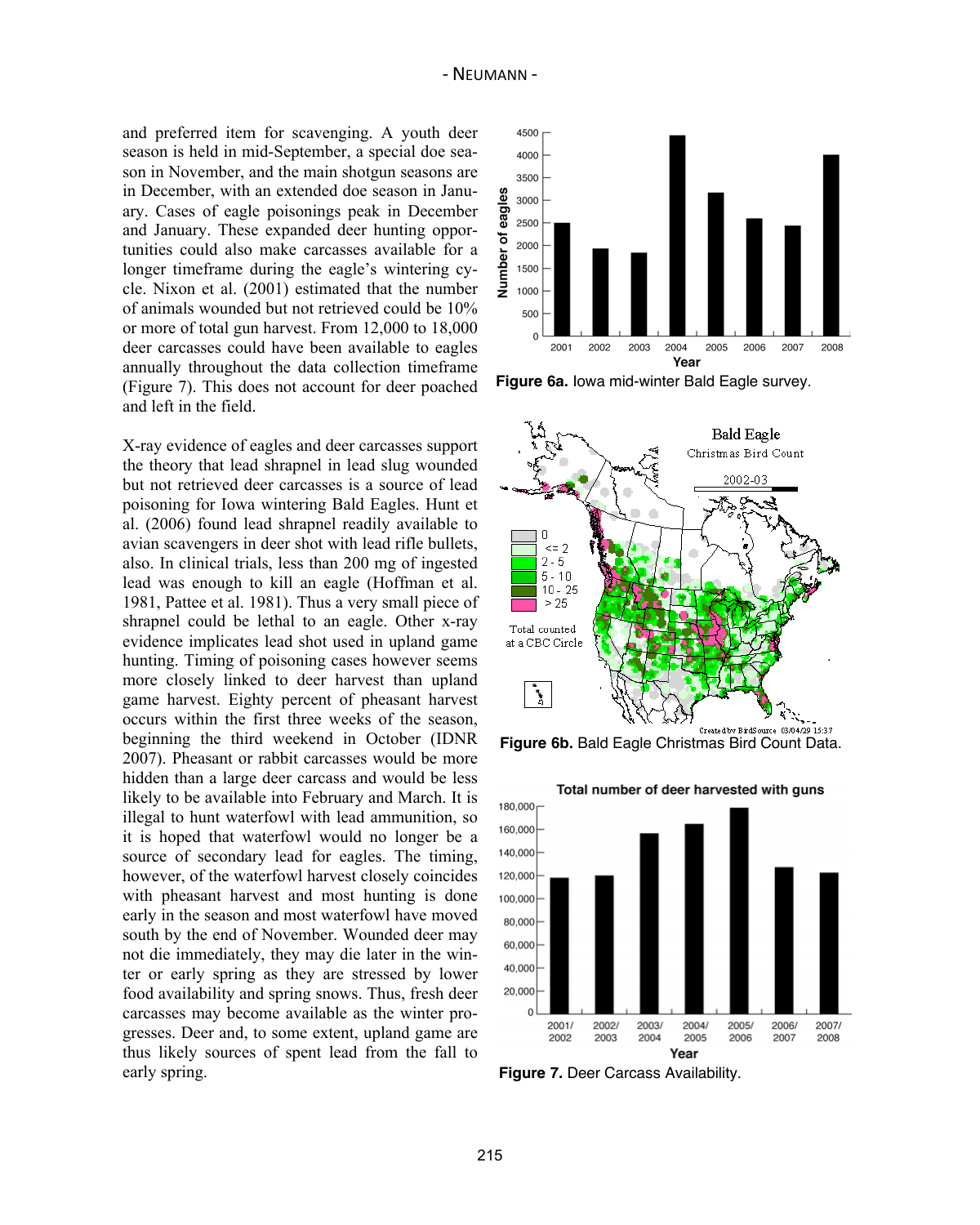and preferred item for scavenging. A youth deer season is held in mid-September, a special doe season in November, and the main shotgun seasons are in December, with an extended doe season in January. Cases of eagle poisonings peak in December and January. These expanded deer hunting opportunities could also make carcasses available for a longer timeframe during the eagle's wintering cycle. Nixon et al. (2001) estimated that the number of animals wounded but not retrieved could be 10% or more of total gun harvest. From 12,000 to 18,000 deer carcasses could have been available to eagles annually throughout the data collection timeframe (Figure 7). This does not account for deer poached and left in the field.

X-ray evidence of eagles and deer carcasses support the theory that lead shrapnel in lead slug wounded but not retrieved deer carcasses is a source of lead poisoning for Iowa wintering Bald Eagles. Hunt et al. (2006) found lead shrapnel readily available to avian scavengers in deer shot with lead rifle bullets, also. In clinical trials, less than 200 mg of ingested lead was enough to kill an eagle (Hoffman et al. 1981, Pattee et al. 1981). Thus a very small piece of shrapnel could be lethal to an eagle. Other x-ray evidence implicates lead shot used in upland game hunting. Timing of poisoning cases however seems more closely linked to deer harvest than upland game harvest. Eighty percent of pheasant harvest occurs within the first three weeks of the season, beginning the third weekend in October (IDNR 2007). Pheasant or rabbit carcasses would be more hidden than a large deer carcass and would be less likely to be available into February and March. It is illegal to hunt waterfowl with lead ammunition, so it is hoped that waterfowl would no longer be a source of secondary lead for eagles. The timing, however, of the waterfowl harvest closely coincides with pheasant harvest and most hunting is done early in the season and most waterfowl have moved south by the end of November. Wounded deer may not die immediately, they may die later in the winter or early spring as they are stressed by lower food availability and spring snows. Thus, fresh deer carcasses may become available as the winter progresses. Deer and, to some extent, upland game are thus likely sources of spent lead from the fall to early spring.

Number of eagles
4500
4000
3500
3000
2500
2000
1500
1000
500
0
2001 2002 2003 2004 2005 2006 2007 2008
Year

**Figure 6a.** Iowa mid-winter Bald Eagle survey.

Bald Eagle
Christmas Bird Count
2002-03
0
<= 2
2 - 5
5 - 10
10 - 25
> 25
Total counted at a CBC Circle
Created by BirdSource 03/04/29 15:37

**Figure 6b.** Bald Eagle Christmas Bird Count Data.

Total number of deer harvested with guns
180,000
160,000
140,000
120,000
100,000
80,000
60,000
40,000
20,000
0
2001/2002 2002/2003 2003/2004 2004/2005 2005/2006 2006/2007 2007/2008
Year

**Figure 7.** Deer Carcass Availability.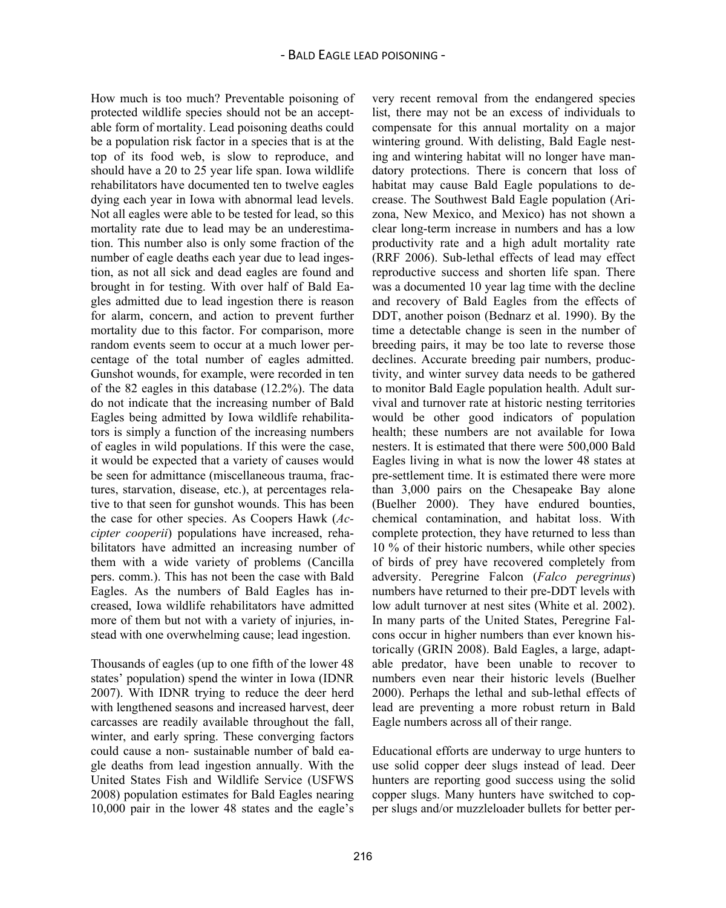How much is too much? Preventable poisoning of protected wildlife species should not be an acceptable form of mortality. Lead poisoning deaths could be a population risk factor in a species that is at the top of its food web, is slow to reproduce, and should have a 20 to 25 year life span. Iowa wildlife rehabilitators have documented ten to twelve eagles dying each year in Iowa with abnormal lead levels. Not all eagles were able to be tested for lead, so this mortality rate due to lead may be an underestimation. This number also is only some fraction of the number of eagle deaths each year due to lead ingestion, as not all sick and dead eagles are found and brought in for testing. With over half of Bald Eagles admitted due to lead ingestion there is reason for alarm, concern, and action to prevent further mortality due to this factor. For comparison, more random events seem to occur at a much lower percentage of the total number of eagles admitted. Gunshot wounds, for example, were recorded in ten of the 82 eagles in this database (12.2%). The data do not indicate that the increasing number of Bald Eagles being admitted by Iowa wildlife rehabilitators is simply a function of the increasing numbers of eagles in wild populations. If this were the case, it would be expected that a variety of causes would be seen for admittance (miscellaneous trauma, fractures, starvation, disease, etc.), at percentages relative to that seen for gunshot wounds. This has been the case for other species. As Coopers Hawk (*Accipter cooperii*) populations have increased, rehabilitators have admitted an increasing number of them with a wide variety of problems (Cancilla pers. comm.). This has not been the case with Bald Eagles. As the numbers of Bald Eagles has increased, Iowa wildlife rehabilitators have admitted more of them but not with a variety of injuries, instead with one overwhelming cause; lead ingestion.

Thousands of eagles (up to one fifth of the lower 48 states' population) spend the winter in Iowa (IDNR 2007). With IDNR trying to reduce the deer herd with lengthened seasons and increased harvest, deer carcasses are readily available throughout the fall, winter, and early spring. These converging factors could cause a non- sustainable number of bald eagle deaths from lead ingestion annually. With the United States Fish and Wildlife Service (USFWS 2008) population estimates for Bald Eagles nearing 10,000 pair in the lower 48 states and the eagle's very recent removal from the endangered species list, there may not be an excess of individuals to compensate for this annual mortality on a major wintering ground. With delisting, Bald Eagle nesting and wintering habitat will no longer have mandatory protections. There is concern that loss of habitat may cause Bald Eagle populations to decrease. The Southwest Bald Eagle population (Arizona, New Mexico, and Mexico) has not shown a clear long-term increase in numbers and has a low productivity rate and a high adult mortality rate (RRF 2006). Sub-lethal effects of lead may effect reproductive success and shorten life span. There was a documented 10 year lag time with the decline and recovery of Bald Eagles from the effects of DDT, another poison (Bednarz et al. 1990). By the time a detectable change is seen in the number of breeding pairs, it may be too late to reverse those declines. Accurate breeding pair numbers, productivity, and winter survey data needs to be gathered to monitor Bald Eagle population health. Adult survival and turnover rate at historic nesting territories would be other good indicators of population health; these numbers are not available for Iowa nesters. It is estimated that there were 500,000 Bald Eagles living in what is now the lower 48 states at pre-settlement time. It is estimated there were more than 3,000 pairs on the Chesapeake Bay alone (Buelher 2000). They have endured bounties, chemical contamination, and habitat loss. With complete protection, they have returned to less than 10 % of their historic numbers, while other species of birds of prey have recovered completely from adversity. Peregrine Falcon (*Falco peregrinus*) numbers have returned to their pre-DDT levels with low adult turnover at nest sites (White et al. 2002). In many parts of the United States, Peregrine Falcons occur in higher numbers than ever known historically (GRIN 2008). Bald Eagles, a large, adaptable predator, have been unable to recover to numbers even near their historic levels (Buelher 2000). Perhaps the lethal and sub-lethal effects of lead are preventing a more robust return in Bald Eagle numbers across all of their range.

Educational efforts are underway to urge hunters to use solid copper deer slugs instead of lead. Deer hunters are reporting good success using the solid copper slugs. Many hunters have switched to copper slugs and/or muzzleloader bullets for better per-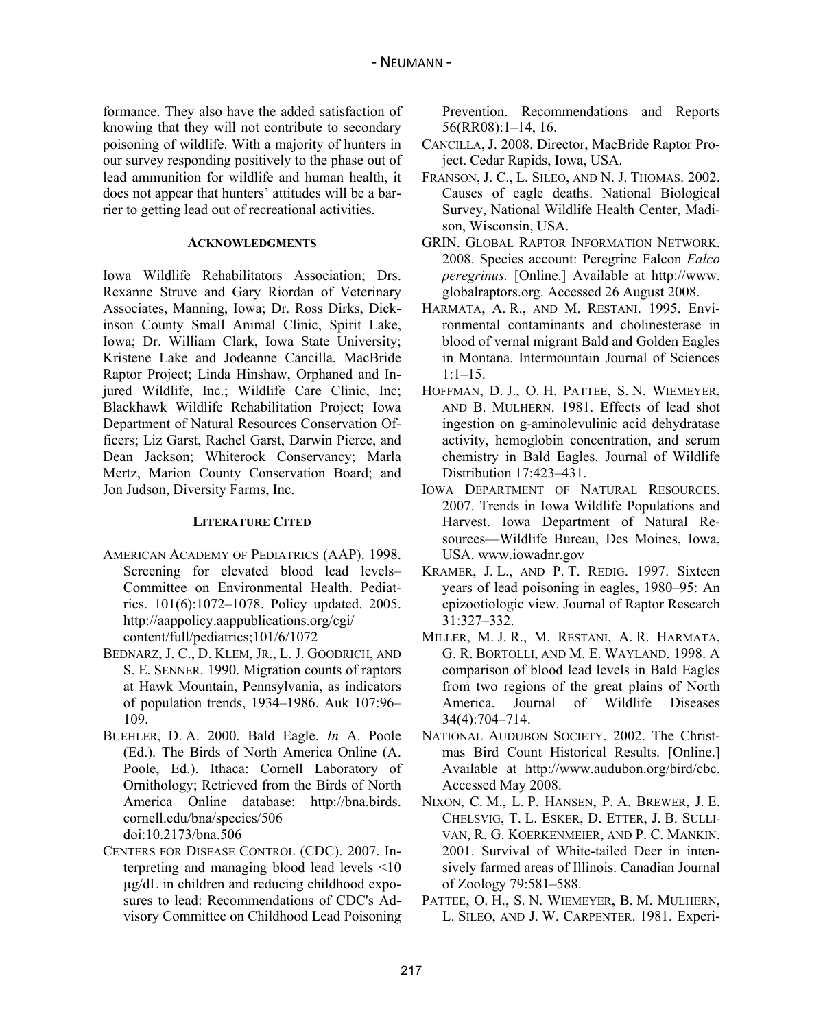formance. They also have the added satisfaction of knowing that they will not contribute to secondary poisoning of wildlife. With a majority of hunters in our survey responding positively to the phase out of lead ammunition for wildlife and human health, it does not appear that hunters' attitudes will be a barrier to getting lead out of recreational activities.

## Acknowledgments

Iowa Wildlife Rehabilitators Association; Drs. Rexanne Struve and Gary Riordan of Veterinary Associates, Manning, Iowa; Dr. Ross Dirks, Dickinson County Small Animal Clinic, Spirit Lake, Iowa; Dr. William Clark, Iowa State University; Kristene Lake and Jodeanne Cancilla, MacBride Raptor Project; Linda Hinshaw, Orphaned and Injured Wildlife, Inc.; Wildlife Care Clinic, Inc; Blackhawk Wildlife Rehabilitation Project; Iowa Department of Natural Resources Conservation Officers; Liz Garst, Rachel Garst, Darwin Pierce, and Dean Jackson; Whiterock Conservancy; Marla Mertz, Marion County Conservation Board; and Jon Judson, Diversity Farms, Inc.

## Literature Cited

American Academy of Pediatrics (AAP). 1998. Screening for elevated blood lead levels–Committee on Environmental Health. Pediatrics. 101(6):1072–1078. Policy updated. 2005. http://aappolicy.aappublications.org/cgi/content/full/pediatrics;101/6/1072

Bednarz, J. C., D. Klem, Jr., L. J. Goodrich, and S. E. Senner. 1990. Migration counts of raptors at Hawk Mountain, Pennsylvania, as indicators of population trends, 1934–1986. Auk 107:96–109.

Buehler, D. A. 2000. Bald Eagle. *In* A. Poole (Ed.). The Birds of North America Online (A. Poole, Ed.). Ithaca: Cornell Laboratory of Ornithology; Retrieved from the Birds of North America Online database: http://bna.birds.cornell.edu/bna/species/506 doi:10.2173/bna.506

Centers for Disease Control (CDC). 2007. Interpreting and managing blood lead levels <10 µg/dL in children and reducing childhood exposures to lead: Recommendations of CDC's Advisory Committee on Childhood Lead Poisoning Prevention. Recommendations and Reports 56(RR08):1–14, 16.

Cancilla, J. 2008. Director, MacBride Raptor Project. Cedar Rapids, Iowa, USA.

Franson, J. C., L. Sileo, and N. J. Thomas. 2002. Causes of eagle deaths. National Biological Survey, National Wildlife Health Center, Madison, Wisconsin, USA.

GRIN. Global Raptor Information Network. 2008. Species account: Peregrine Falcon *Falco peregrinus.* [Online.] Available at http://www.globalraptors.org. Accessed 26 August 2008.

Harmata, A. R., and M. Restani. 1995. Environmental contaminants and cholinesterase in blood of vernal migrant Bald and Golden Eagles in Montana. Intermountain Journal of Sciences 1:1–15.

Hoffman, D. J., O. H. Pattee, S. N. Wiemeyer, and B. Mulhern. 1981. Effects of lead shot ingestion on g-aminolevulinic acid dehydratase activity, hemoglobin concentration, and serum chemistry in Bald Eagles. Journal of Wildlife Distribution 17:423–431.

Iowa Department of Natural Resources. 2007. Trends in Iowa Wildlife Populations and Harvest. Iowa Department of Natural Resources—Wildlife Bureau, Des Moines, Iowa, USA. www.iowadnr.gov

Kramer, J. L., and P. T. Redig. 1997. Sixteen years of lead poisoning in eagles, 1980–95: An epizootiologic view. Journal of Raptor Research 31:327–332.

Miller, M. J. R., M. Restani, A. R. Harmata, G. R. Bortolli, and M. E. Wayland. 1998. A comparison of blood lead levels in Bald Eagles from two regions of the great plains of North America. Journal of Wildlife Diseases 34(4):704–714.

National Audubon Society. 2002. The Christmas Bird Count Historical Results. [Online.] Available at http://www.audubon.org/bird/cbc. Accessed May 2008.

Nixon, C. M., L. P. Hansen, P. A. Brewer, J. E. Chelsvig, T. L. Esker, D. Etter, J. B. Sullivan, R. G. Koerkenmeier, and P. C. Mankin. 2001. Survival of White-tailed Deer in intensively farmed areas of Illinois. Canadian Journal of Zoology 79:581–588.

Pattee, O. H., S. N. Wiemeyer, B. M. Mulhern, L. Sileo, and J. W. Carpenter. 1981. Experi-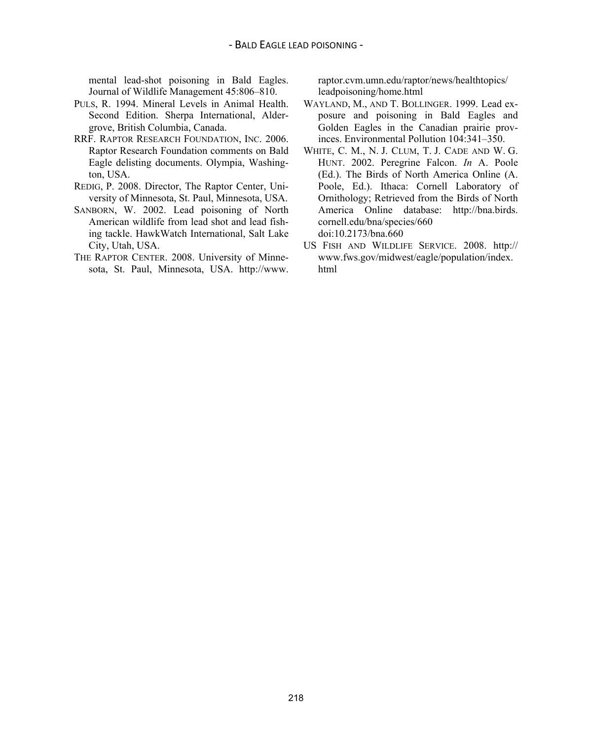mental lead-shot poisoning in Bald Eagles. Journal of Wildlife Management 45:806–810.

PULS, R. 1994. Mineral Levels in Animal Health. Second Edition. Sherpa International, Aldergrove, British Columbia, Canada.

RRF. RAPTOR RESEARCH FOUNDATION, INC. 2006. Raptor Research Foundation comments on Bald Eagle delisting documents. Olympia, Washington, USA.

REDIG, P. 2008. Director, The Raptor Center, University of Minnesota, St. Paul, Minnesota, USA.

SANBORN, W. 2002. Lead poisoning of North American wildlife from lead shot and lead fishing tackle. HawkWatch International, Salt Lake City, Utah, USA.

THE RAPTOR CENTER. 2008. University of Minnesota, St. Paul, Minnesota, USA. http://www.raptor.cvm.umn.edu/raptor/news/healthtopics/leadpoisoning/home.html

WAYLAND, M., AND T. BOLLINGER. 1999. Lead exposure and poisoning in Bald Eagles and Golden Eagles in the Canadian prairie provinces. Environmental Pollution 104:341–350.

WHITE, C. M., N. J. CLUM, T. J. CADE AND W. G. HUNT. 2002. Peregrine Falcon. *In* A. Poole (Ed.). The Birds of North America Online (A. Poole, Ed.). Ithaca: Cornell Laboratory of Ornithology; Retrieved from the Birds of North America Online database: http://bna.birds.cornell.edu/bna/species/660 doi:10.2173/bna.660

US FISH AND WILDLIFE SERVICE. 2008. http://www.fws.gov/midwest/eagle/population/index.html